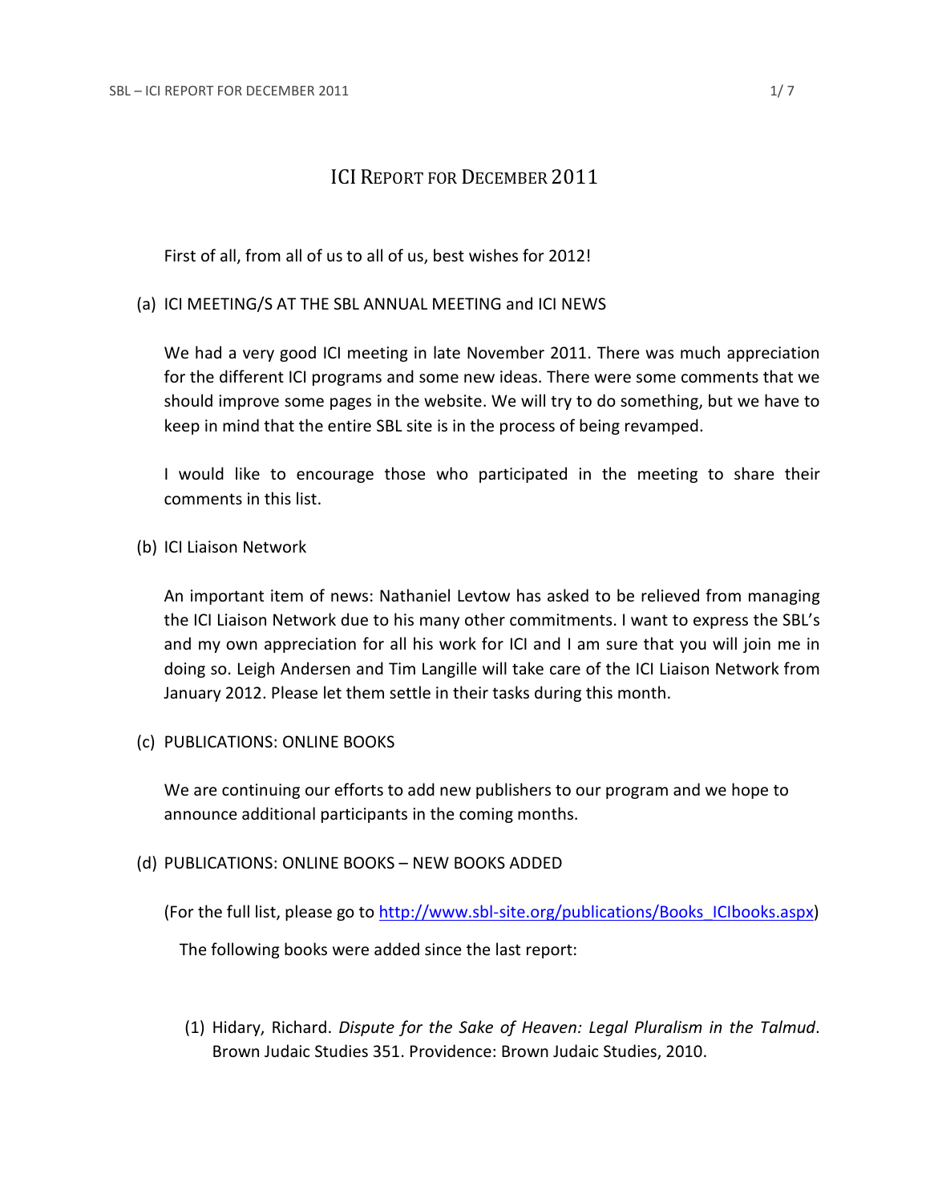# ICI Report for December 2011

First of all, from all of us to all of us, best wishes for 2012!

(a) ICI MEETING/S AT THE SBL ANNUAL MEETING and ICI NEWS

We had a very good ICI meeting in late November 2011. There was much appreciation for the different ICI programs and some new ideas. There were some comments that we should improve some pages in the website. We will try to do something, but we have to keep in mind that the entire SBL site is in the process of being revamped.

I would like to encourage those who participated in the meeting to share their comments in this list.

(b) ICI Liaison Network

An important item of news: Nathaniel Levtow has asked to be relieved from managing the ICI Liaison Network due to his many other commitments. I want to express the SBL's and my own appreciation for all his work for ICI and I am sure that you will join me in doing so. Leigh Andersen and Tim Langille will take care of the ICI Liaison Network from January 2012. Please let them settle in their tasks during this month.

(c) PUBLICATIONS: ONLINE BOOKS

We are continuing our efforts to add new publishers to our program and we hope to announce additional participants in the coming months.

(d) PUBLICATIONS: ONLINE BOOKS – NEW BOOKS ADDED

(For the full list, please go to [http://www.sbl-site.org/publications/Books_ICIbooks.aspx](http://www.sbl-site.org/publications/Books_ICIbooks.aspx))

The following books were added since the last report:

(1) Hidary, Richard. *Dispute for the Sake of Heaven: Legal Pluralism in the Talmud*. Brown Judaic Studies 351. Providence: Brown Judaic Studies, 2010.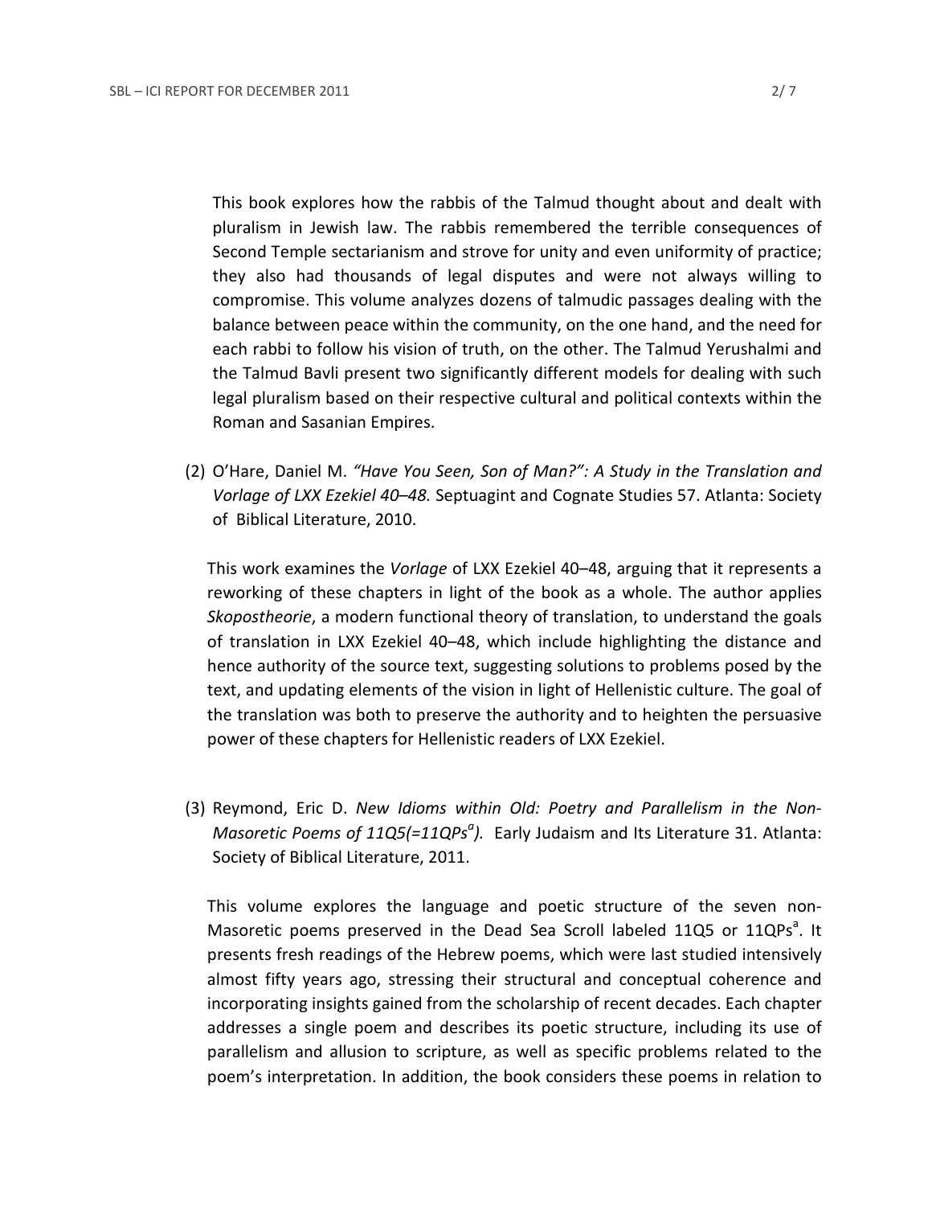This book explores how the rabbis of the Talmud thought about and dealt with pluralism in Jewish law. The rabbis remembered the terrible consequences of Second Temple sectarianism and strove for unity and even uniformity of practice; they also had thousands of legal disputes and were not always willing to compromise. This volume analyzes dozens of talmudic passages dealing with the balance between peace within the community, on the one hand, and the need for each rabbi to follow his vision of truth, on the other. The Talmud Yerushalmi and the Talmud Bavli present two significantly different models for dealing with such legal pluralism based on their respective cultural and political contexts within the Roman and Sasanian Empires.

(2) O'Hare, Daniel M. *"Have You Seen, Son of Man?": A Study in the Translation and Vorlage of LXX Ezekiel 40–48.* Septuagint and Cognate Studies 57. Atlanta: Society of Biblical Literature, 2010.

This work examines the *Vorlage* of LXX Ezekiel 40–48, arguing that it represents a reworking of these chapters in light of the book as a whole. The author applies *Skopostheorie*, a modern functional theory of translation, to understand the goals of translation in LXX Ezekiel 40–48, which include highlighting the distance and hence authority of the source text, suggesting solutions to problems posed by the text, and updating elements of the vision in light of Hellenistic culture. The goal of the translation was both to preserve the authority and to heighten the persuasive power of these chapters for Hellenistic readers of LXX Ezekiel.

(3) Reymond, Eric D. *New Idioms within Old: Poetry and Parallelism in the Non-Masoretic Poems of 11Q5(=11QPs[a]).* Early Judaism and Its Literature 31. Atlanta: Society of Biblical Literature, 2011.

This volume explores the language and poetic structure of the seven non-Masoretic poems preserved in the Dead Sea Scroll labeled 11Q5 or 11QPs[a]. It presents fresh readings of the Hebrew poems, which were last studied intensively almost fifty years ago, stressing their structural and conceptual coherence and incorporating insights gained from the scholarship of recent decades. Each chapter addresses a single poem and describes its poetic structure, including its use of parallelism and allusion to scripture, as well as specific problems related to the poem's interpretation. In addition, the book considers these poems in relation to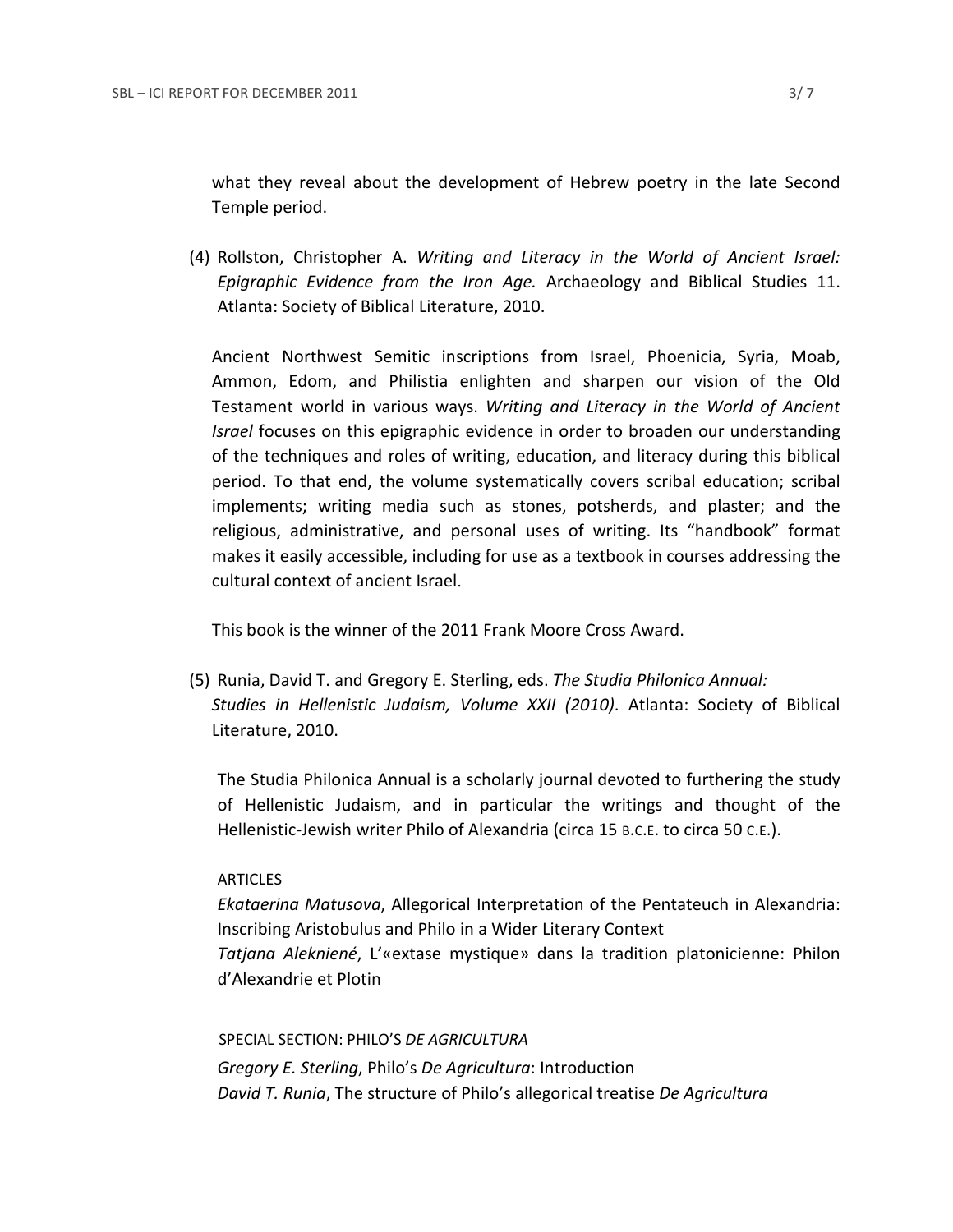what they reveal about the development of Hebrew poetry in the late Second Temple period.

(4) Rollston, Christopher A. *Writing and Literacy in the World of Ancient Israel: Epigraphic Evidence from the Iron Age.* Archaeology and Biblical Studies 11. Atlanta: Society of Biblical Literature, 2010.

Ancient Northwest Semitic inscriptions from Israel, Phoenicia, Syria, Moab, Ammon, Edom, and Philistia enlighten and sharpen our vision of the Old Testament world in various ways. *Writing and Literacy in the World of Ancient Israel* focuses on this epigraphic evidence in order to broaden our understanding of the techniques and roles of writing, education, and literacy during this biblical period. To that end, the volume systematically covers scribal education; scribal implements; writing media such as stones, potsherds, and plaster; and the religious, administrative, and personal uses of writing. Its "handbook" format makes it easily accessible, including for use as a textbook in courses addressing the cultural context of ancient Israel.

This book is the winner of the 2011 Frank Moore Cross Award.

(5) Runia, David T. and Gregory E. Sterling, eds. *The Studia Philonica Annual: Studies in Hellenistic Judaism, Volume XXII (2010)*. Atlanta: Society of Biblical Literature, 2010.

The Studia Philonica Annual is a scholarly journal devoted to furthering the study of Hellenistic Judaism, and in particular the writings and thought of the Hellenistic-Jewish writer Philo of Alexandria (circa 15 B.C.E. to circa 50 C.E.).

ARTICLES

*Ekataerina Matusova*, Allegorical Interpretation of the Pentateuch in Alexandria: Inscribing Aristobulus and Philo in a Wider Literary Context

*Tatjana Alekniené*, L'«extase mystique» dans la tradition platonicienne: Philon d'Alexandrie et Plotin

SPECIAL SECTION: PHILO'S *DE AGRICULTURA*

*Gregory E. Sterling*, Philo's *De Agricultura*: Introduction

*David T. Runia*, The structure of Philo's allegorical treatise *De Agricultura*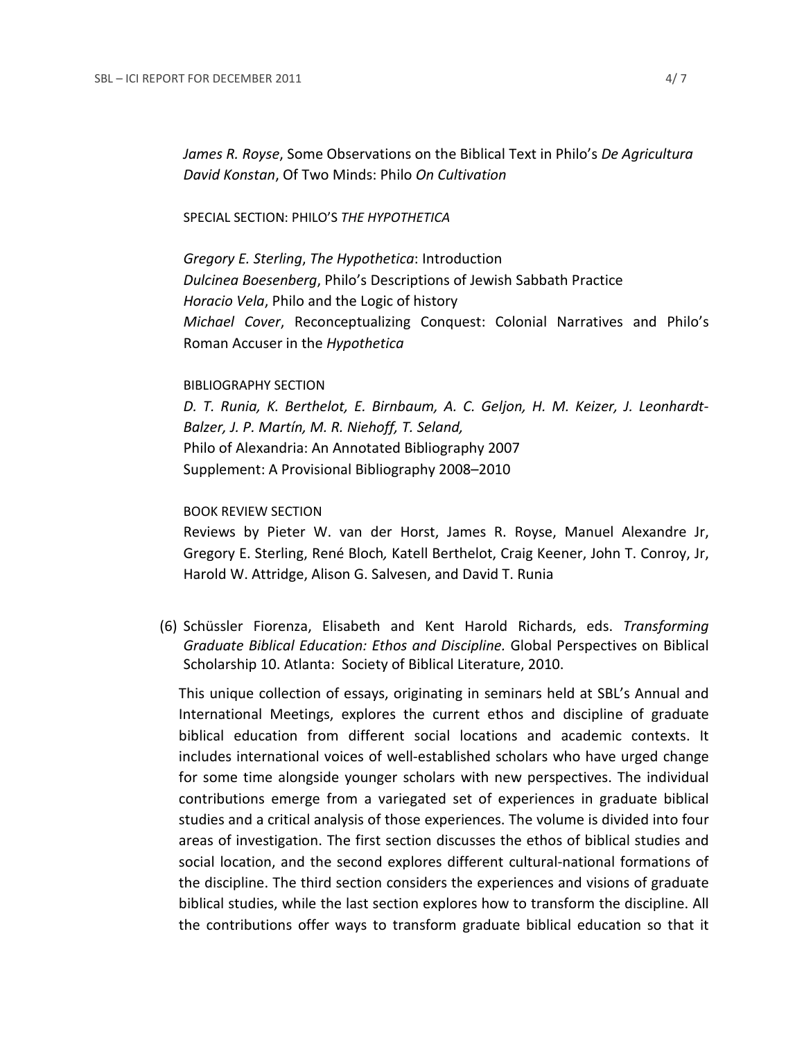*James R. Royse*, Some Observations on the Biblical Text in Philo's *De Agricultura*
*David Konstan*, Of Two Minds: Philo *On Cultivation*

SPECIAL SECTION: PHILO'S *THE HYPOTHETICA*

*Gregory E. Sterling*, *The Hypothetica*: Introduction
*Dulcinea Boesenberg*, Philo's Descriptions of Jewish Sabbath Practice
*Horacio Vela*, Philo and the Logic of history
*Michael Cover*, Reconceptualizing Conquest: Colonial Narratives and Philo's Roman Accuser in the *Hypothetica*

BIBLIOGRAPHY SECTION
*D. T. Runia, K. Berthelot, E. Birnbaum, A. C. Geljon, H. M. Keizer, J. Leonhardt-Balzer, J. P. Martín, M. R. Niehoff, T. Seland,*
Philo of Alexandria: An Annotated Bibliography 2007
Supplement: A Provisional Bibliography 2008–2010

BOOK REVIEW SECTION
Reviews by Pieter W. van der Horst, James R. Royse, Manuel Alexandre Jr, Gregory E. Sterling, René Bloch, Katell Berthelot, Craig Keener, John T. Conroy, Jr, Harold W. Attridge, Alison G. Salvesen, and David T. Runia

(6) Schüssler Fiorenza, Elisabeth and Kent Harold Richards, eds. *Transforming Graduate Biblical Education: Ethos and Discipline.* Global Perspectives on Biblical Scholarship 10. Atlanta: Society of Biblical Literature, 2010.

This unique collection of essays, originating in seminars held at SBL's Annual and International Meetings, explores the current ethos and discipline of graduate biblical education from different social locations and academic contexts. It includes international voices of well-established scholars who have urged change for some time alongside younger scholars with new perspectives. The individual contributions emerge from a variegated set of experiences in graduate biblical studies and a critical analysis of those experiences. The volume is divided into four areas of investigation. The first section discusses the ethos of biblical studies and social location, and the second explores different cultural-national formations of the discipline. The third section considers the experiences and visions of graduate biblical studies, while the last section explores how to transform the discipline. All the contributions offer ways to transform graduate biblical education so that it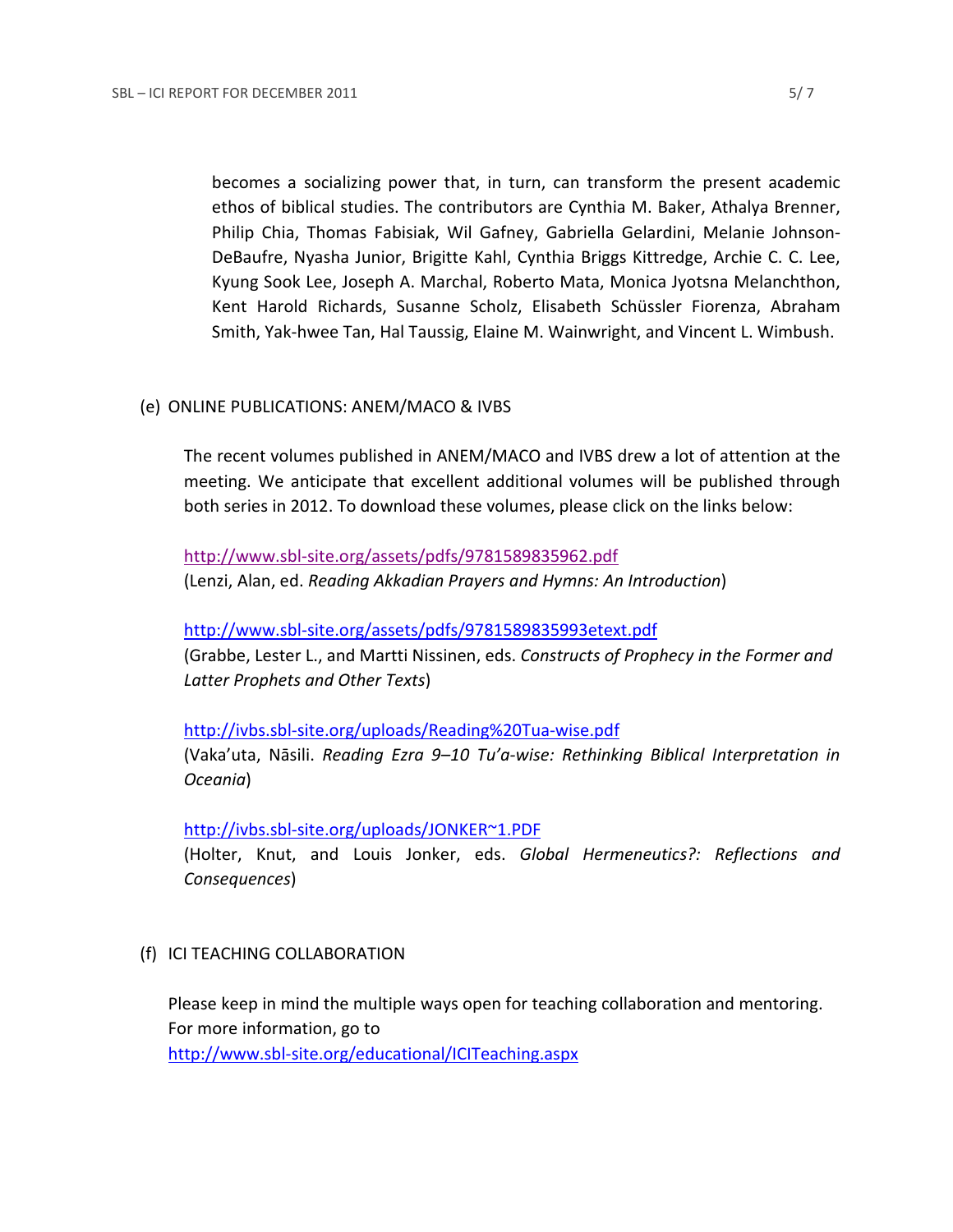becomes a socializing power that, in turn, can transform the present academic ethos of biblical studies. The contributors are Cynthia M. Baker, Athalya Brenner, Philip Chia, Thomas Fabisiak, Wil Gafney, Gabriella Gelardini, Melanie Johnson-DeBaufre, Nyasha Junior, Brigitte Kahl, Cynthia Briggs Kittredge, Archie C. C. Lee, Kyung Sook Lee, Joseph A. Marchal, Roberto Mata, Monica Jyotsna Melanchthon, Kent Harold Richards, Susanne Scholz, Elisabeth Schüssler Fiorenza, Abraham Smith, Yak-hwee Tan, Hal Taussig, Elaine M. Wainwright, and Vincent L. Wimbush.

## (e) ONLINE PUBLICATIONS: ANEM/MACO & IVBS

The recent volumes published in ANEM/MACO and IVBS drew a lot of attention at the meeting. We anticipate that excellent additional volumes will be published through both series in 2012. To download these volumes, please click on the links below:

http://www.sbl-site.org/assets/pdfs/9781589835962.pdf
(Lenzi, Alan, ed. *Reading Akkadian Prayers and Hymns: An Introduction*)

http://www.sbl-site.org/assets/pdfs/9781589835993etext.pdf
(Grabbe, Lester L., and Martti Nissinen, eds. *Constructs of Prophecy in the Former and Latter Prophets and Other Texts*)

http://ivbs.sbl-site.org/uploads/Reading%20Tua-wise.pdf
(Vaka'uta, Nāsili. *Reading Ezra 9–10 Tu'a-wise: Rethinking Biblical Interpretation in Oceania*)

http://ivbs.sbl-site.org/uploads/JONKER~1.PDF
(Holter, Knut, and Louis Jonker, eds. *Global Hermeneutics?: Reflections and Consequences*)

## (f) ICI TEACHING COLLABORATION

Please keep in mind the multiple ways open for teaching collaboration and mentoring. For more information, go to
http://www.sbl-site.org/educational/ICITeaching.aspx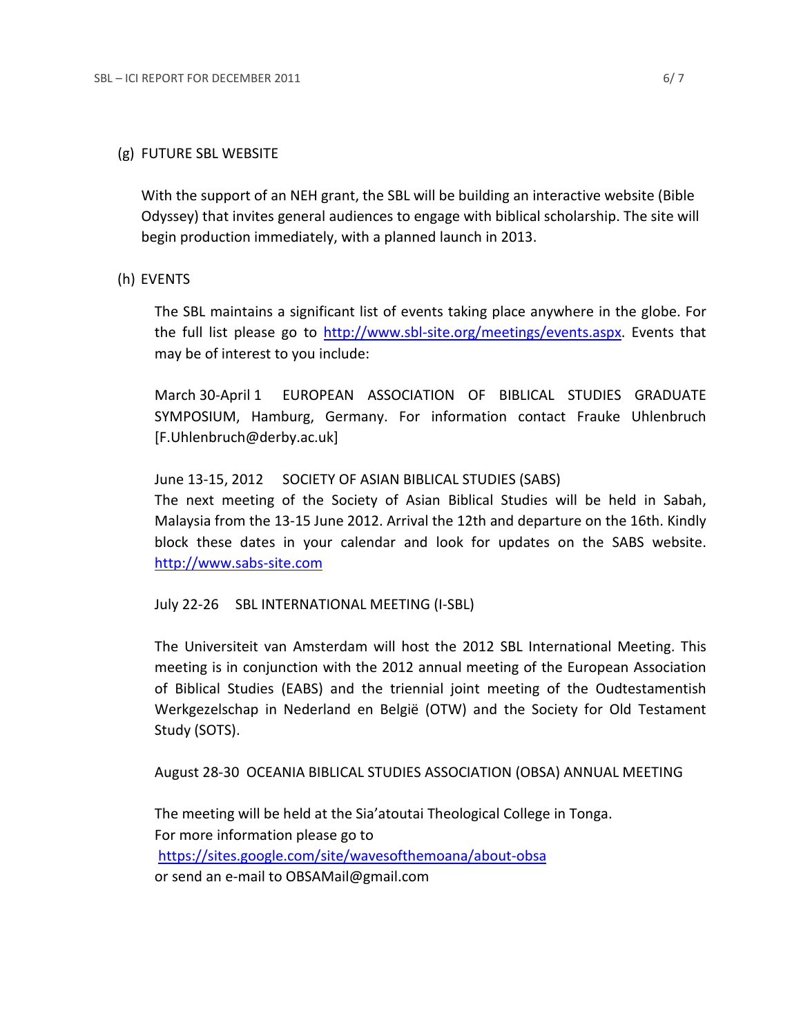(g) FUTURE SBL WEBSITE

With the support of an NEH grant, the SBL will be building an interactive website (Bible Odyssey) that invites general audiences to engage with biblical scholarship. The site will begin production immediately, with a planned launch in 2013.

(h) EVENTS

The SBL maintains a significant list of events taking place anywhere in the globe. For the full list please go to http://www.sbl-site.org/meetings/events.aspx. Events that may be of interest to you include:

March 30-April 1 EUROPEAN ASSOCIATION OF BIBLICAL STUDIES GRADUATE SYMPOSIUM, Hamburg, Germany. For information contact Frauke Uhlenbruch [F.Uhlenbruch@derby.ac.uk]

June 13-15, 2012 SOCIETY OF ASIAN BIBLICAL STUDIES (SABS)
The next meeting of the Society of Asian Biblical Studies will be held in Sabah, Malaysia from the 13-15 June 2012. Arrival the 12th and departure on the 16th. Kindly block these dates in your calendar and look for updates on the SABS website. http://www.sabs-site.com

July 22-26 SBL INTERNATIONAL MEETING (I-SBL)

The Universiteit van Amsterdam will host the 2012 SBL International Meeting. This meeting is in conjunction with the 2012 annual meeting of the European Association of Biblical Studies (EABS) and the triennial joint meeting of the Oudtestamentish Werkgezelschap in Nederland en België (OTW) and the Society for Old Testament Study (SOTS).

August 28-30 OCEANIA BIBLICAL STUDIES ASSOCIATION (OBSA) ANNUAL MEETING

The meeting will be held at the Sia'atoutai Theological College in Tonga.
For more information please go to
https://sites.google.com/site/wavesofthemoana/about-obsa
or send an e-mail to OBSAMail@gmail.com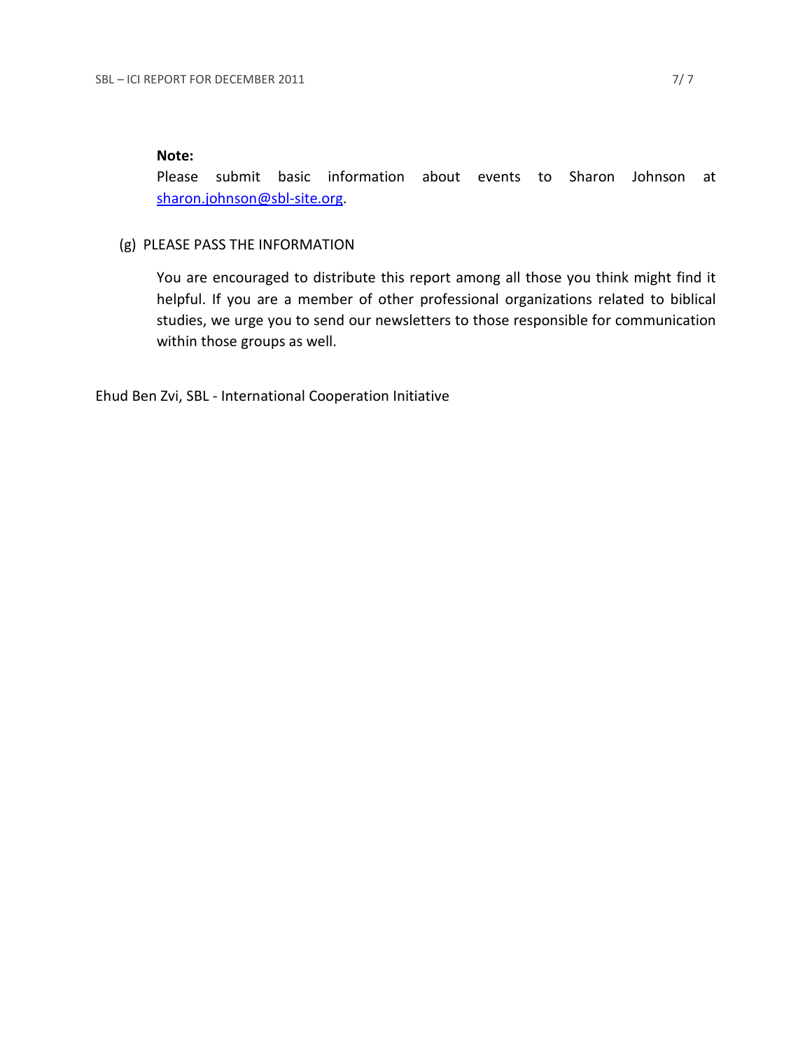**Note:**
Please submit basic information about events to Sharon Johnson at sharon.johnson@sbl-site.org.

(g) PLEASE PASS THE INFORMATION

You are encouraged to distribute this report among all those you think might find it helpful. If you are a member of other professional organizations related to biblical studies, we urge you to send our newsletters to those responsible for communication within those groups as well.

Ehud Ben Zvi, SBL - International Cooperation Initiative